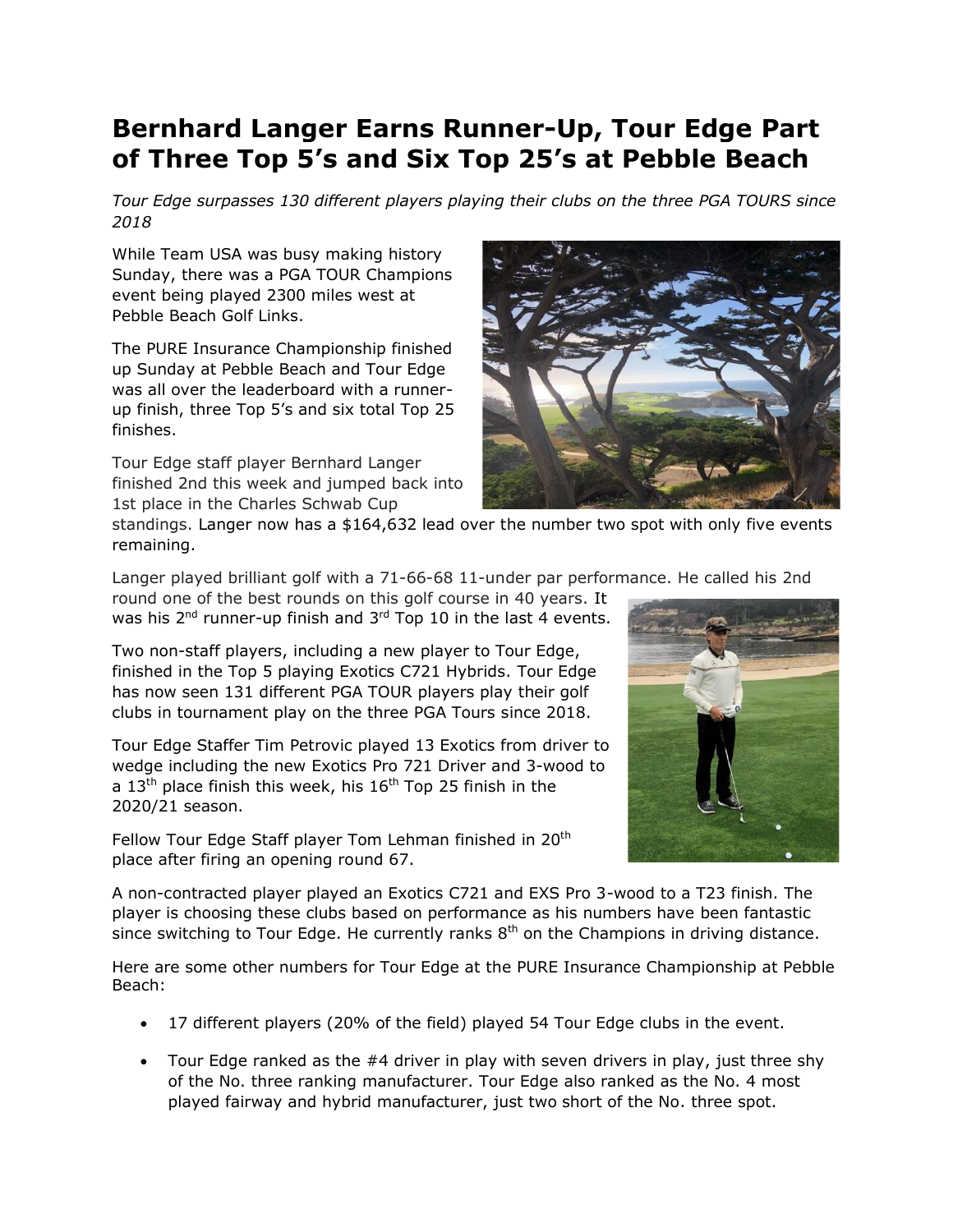# Bernhard Langer Earns Runner-Up, Tour Edge Part of Three Top 5's and Six Top 25's at Pebble Beach

*Tour Edge surpasses 130 different players playing their clubs on the three PGA TOURS since 2018*

While Team USA was busy making history Sunday, there was a PGA TOUR Champions event being played 2300 miles west at Pebble Beach Golf Links.

The PURE Insurance Championship finished up Sunday at Pebble Beach and Tour Edge was all over the leaderboard with a runner-up finish, three Top 5's and six total Top 25 finishes.

Tour Edge staff player Bernhard Langer finished 2nd this week and jumped back into 1st place in the Charles Schwab Cup standings. Langer now has a $164,632 lead over the number two spot with only five events remaining.

Langer played brilliant golf with a 71-66-68 11-under par performance. He called his 2nd round one of the best rounds on this golf course in 40 years. It was his 2nd runner-up finish and 3rd Top 10 in the last 4 events.

Two non-staff players, including a new player to Tour Edge, finished in the Top 5 playing Exotics C721 Hybrids. Tour Edge has now seen 131 different PGA TOUR players play their golf clubs in tournament play on the three PGA Tours since 2018.

Tour Edge Staffer Tim Petrovic played 13 Exotics from driver to wedge including the new Exotics Pro 721 Driver and 3-wood to a 13th place finish this week, his 16th Top 25 finish in the 2020/21 season.

Fellow Tour Edge Staff player Tom Lehman finished in 20th place after firing an opening round 67.

A non-contracted player played an Exotics C721 and EXS Pro 3-wood to a T23 finish. The player is choosing these clubs based on performance as his numbers have been fantastic since switching to Tour Edge. He currently ranks 8th on the Champions in driving distance.

Here are some other numbers for Tour Edge at the PURE Insurance Championship at Pebble Beach:

- 17 different players (20% of the field) played 54 Tour Edge clubs in the event.
- Tour Edge ranked as the #4 driver in play with seven drivers in play, just three shy of the No. three ranking manufacturer. Tour Edge also ranked as the No. 4 most played fairway and hybrid manufacturer, just two short of the No. three spot.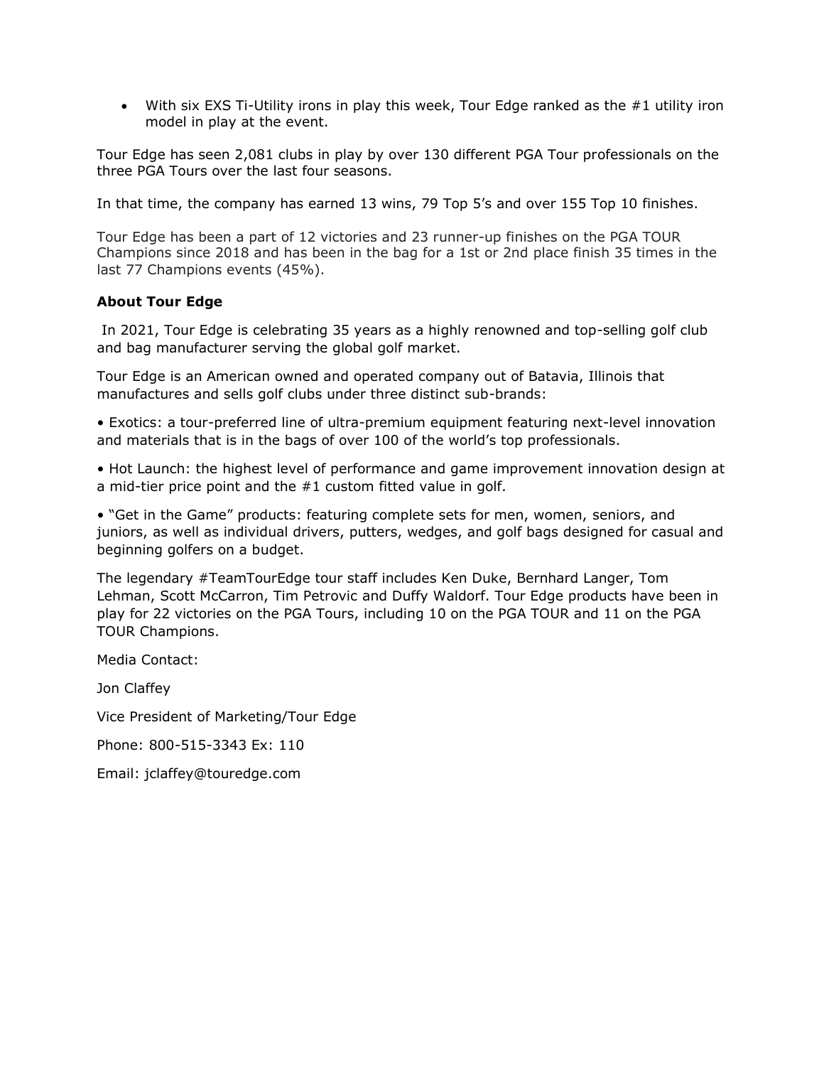- With six EXS Ti-Utility irons in play this week, Tour Edge ranked as the #1 utility iron model in play at the event.

Tour Edge has seen 2,081 clubs in play by over 130 different PGA Tour professionals on the three PGA Tours over the last four seasons.

In that time, the company has earned 13 wins, 79 Top 5's and over 155 Top 10 finishes.

Tour Edge has been a part of 12 victories and 23 runner-up finishes on the PGA TOUR Champions since 2018 and has been in the bag for a 1st or 2nd place finish 35 times in the last 77 Champions events (45%).

**About Tour Edge**

In 2021, Tour Edge is celebrating 35 years as a highly renowned and top-selling golf club and bag manufacturer serving the global golf market.

Tour Edge is an American owned and operated company out of Batavia, Illinois that manufactures and sells golf clubs under three distinct sub-brands:

• Exotics: a tour-preferred line of ultra-premium equipment featuring next-level innovation and materials that is in the bags of over 100 of the world's top professionals.

• Hot Launch: the highest level of performance and game improvement innovation design at a mid-tier price point and the #1 custom fitted value in golf.

• "Get in the Game" products: featuring complete sets for men, women, seniors, and juniors, as well as individual drivers, putters, wedges, and golf bags designed for casual and beginning golfers on a budget.

The legendary #TeamTourEdge tour staff includes Ken Duke, Bernhard Langer, Tom Lehman, Scott McCarron, Tim Petrovic and Duffy Waldorf. Tour Edge products have been in play for 22 victories on the PGA Tours, including 10 on the PGA TOUR and 11 on the PGA TOUR Champions.

Media Contact:

Jon Claffey

Vice President of Marketing/Tour Edge

Phone: 800-515-3343 Ex: 110

Email: jclaffey@touredge.com